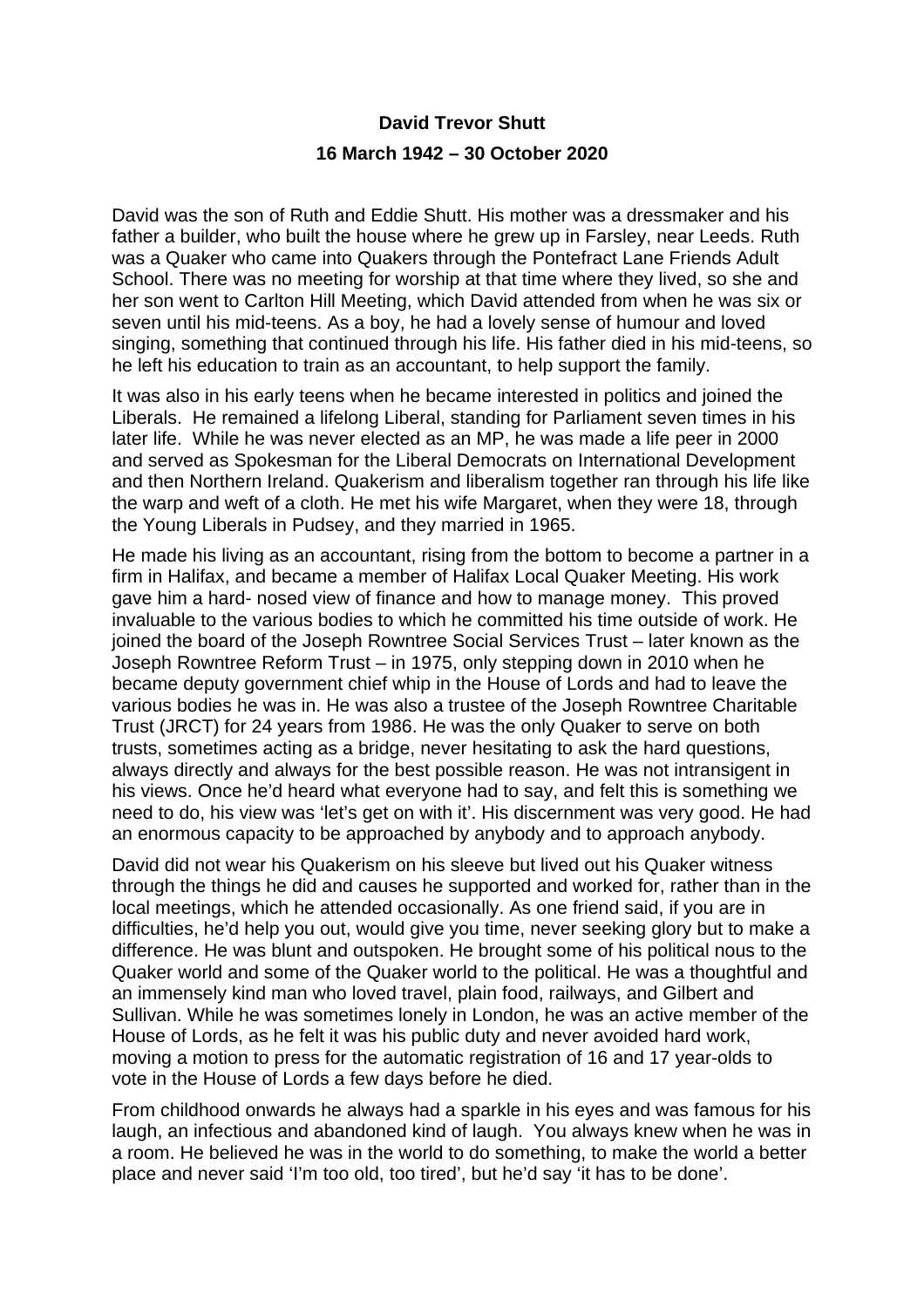**David Trevor Shutt**

**16 March 1942 – 30 October 2020**

David was the son of Ruth and Eddie Shutt. His mother was a dressmaker and his father a builder, who built the house where he grew up in Farsley, near Leeds. Ruth was a Quaker who came into Quakers through the Pontefract Lane Friends Adult School. There was no meeting for worship at that time where they lived, so she and her son went to Carlton Hill Meeting, which David attended from when he was six or seven until his mid-teens. As a boy, he had a lovely sense of humour and loved singing, something that continued through his life. His father died in his mid-teens, so he left his education to train as an accountant, to help support the family.

It was also in his early teens when he became interested in politics and joined the Liberals. He remained a lifelong Liberal, standing for Parliament seven times in his later life. While he was never elected as an MP, he was made a life peer in 2000 and served as Spokesman for the Liberal Democrats on International Development and then Northern Ireland. Quakerism and liberalism together ran through his life like the warp and weft of a cloth. He met his wife Margaret, when they were 18, through the Young Liberals in Pudsey, and they married in 1965.

He made his living as an accountant, rising from the bottom to become a partner in a firm in Halifax, and became a member of Halifax Local Quaker Meeting. His work gave him a hard- nosed view of finance and how to manage money. This proved invaluable to the various bodies to which he committed his time outside of work. He joined the board of the Joseph Rowntree Social Services Trust – later known as the Joseph Rowntree Reform Trust – in 1975, only stepping down in 2010 when he became deputy government chief whip in the House of Lords and had to leave the various bodies he was in. He was also a trustee of the Joseph Rowntree Charitable Trust (JRCT) for 24 years from 1986. He was the only Quaker to serve on both trusts, sometimes acting as a bridge, never hesitating to ask the hard questions, always directly and always for the best possible reason. He was not intransigent in his views. Once he'd heard what everyone had to say, and felt this is something we need to do, his view was 'let's get on with it'. His discernment was very good. He had an enormous capacity to be approached by anybody and to approach anybody.

David did not wear his Quakerism on his sleeve but lived out his Quaker witness through the things he did and causes he supported and worked for, rather than in the local meetings, which he attended occasionally. As one friend said, if you are in difficulties, he'd help you out, would give you time, never seeking glory but to make a difference. He was blunt and outspoken. He brought some of his political nous to the Quaker world and some of the Quaker world to the political. He was a thoughtful and an immensely kind man who loved travel, plain food, railways, and Gilbert and Sullivan. While he was sometimes lonely in London, he was an active member of the House of Lords, as he felt it was his public duty and never avoided hard work, moving a motion to press for the automatic registration of 16 and 17 year-olds to vote in the House of Lords a few days before he died.

From childhood onwards he always had a sparkle in his eyes and was famous for his laugh, an infectious and abandoned kind of laugh. You always knew when he was in a room. He believed he was in the world to do something, to make the world a better place and never said 'I'm too old, too tired', but he'd say 'it has to be done'.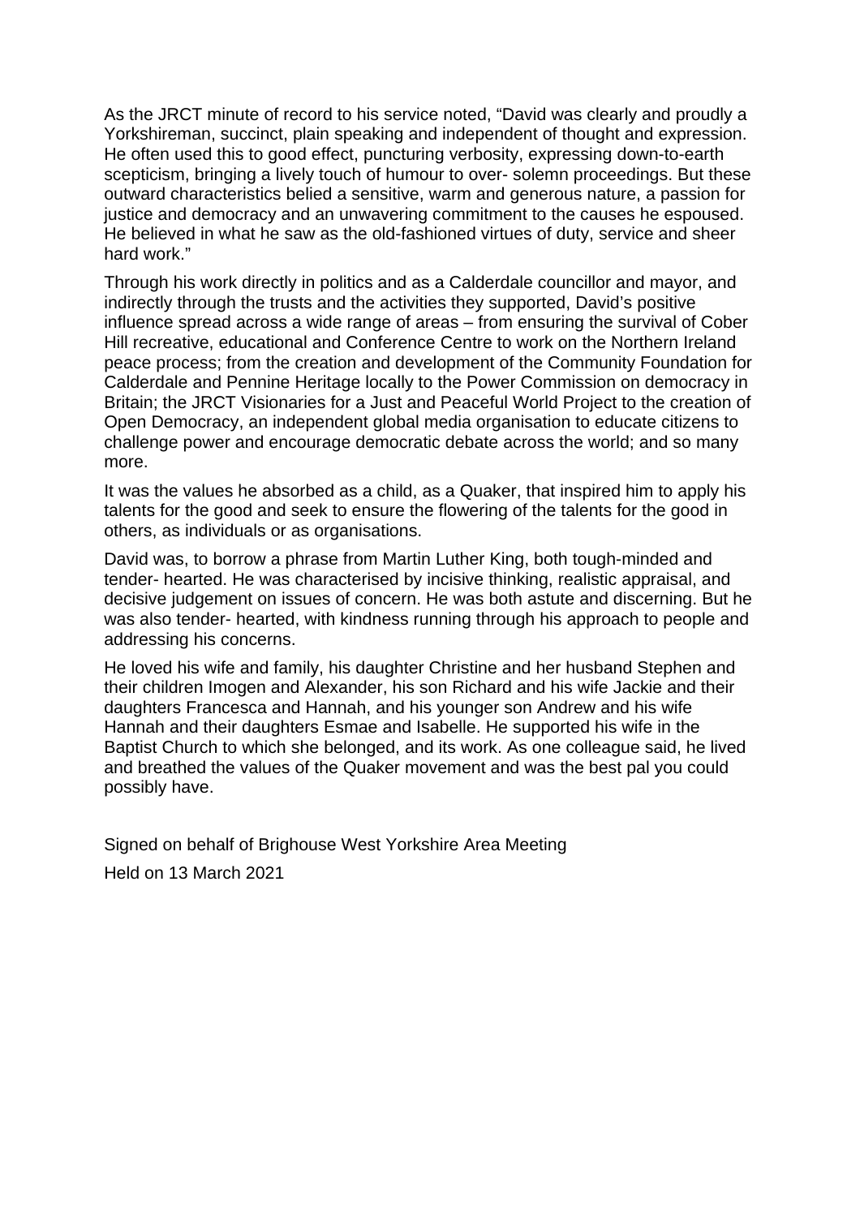As the JRCT minute of record to his service noted, "David was clearly and proudly a Yorkshireman, succinct, plain speaking and independent of thought and expression. He often used this to good effect, puncturing verbosity, expressing down-to-earth scepticism, bringing a lively touch of humour to over- solemn proceedings. But these outward characteristics belied a sensitive, warm and generous nature, a passion for justice and democracy and an unwavering commitment to the causes he espoused. He believed in what he saw as the old-fashioned virtues of duty, service and sheer hard work."

Through his work directly in politics and as a Calderdale councillor and mayor, and indirectly through the trusts and the activities they supported, David's positive influence spread across a wide range of areas – from ensuring the survival of Cober Hill recreative, educational and Conference Centre to work on the Northern Ireland peace process; from the creation and development of the Community Foundation for Calderdale and Pennine Heritage locally to the Power Commission on democracy in Britain; the JRCT Visionaries for a Just and Peaceful World Project to the creation of Open Democracy, an independent global media organisation to educate citizens to challenge power and encourage democratic debate across the world; and so many more.

It was the values he absorbed as a child, as a Quaker, that inspired him to apply his talents for the good and seek to ensure the flowering of the talents for the good in others, as individuals or as organisations.

David was, to borrow a phrase from Martin Luther King, both tough-minded and tender- hearted. He was characterised by incisive thinking, realistic appraisal, and decisive judgement on issues of concern. He was both astute and discerning. But he was also tender- hearted, with kindness running through his approach to people and addressing his concerns.

He loved his wife and family, his daughter Christine and her husband Stephen and their children Imogen and Alexander, his son Richard and his wife Jackie and their daughters Francesca and Hannah, and his younger son Andrew and his wife Hannah and their daughters Esmae and Isabelle. He supported his wife in the Baptist Church to which she belonged, and its work. As one colleague said, he lived and breathed the values of the Quaker movement and was the best pal you could possibly have.

Signed on behalf of Brighouse West Yorkshire Area Meeting

Held on 13 March 2021